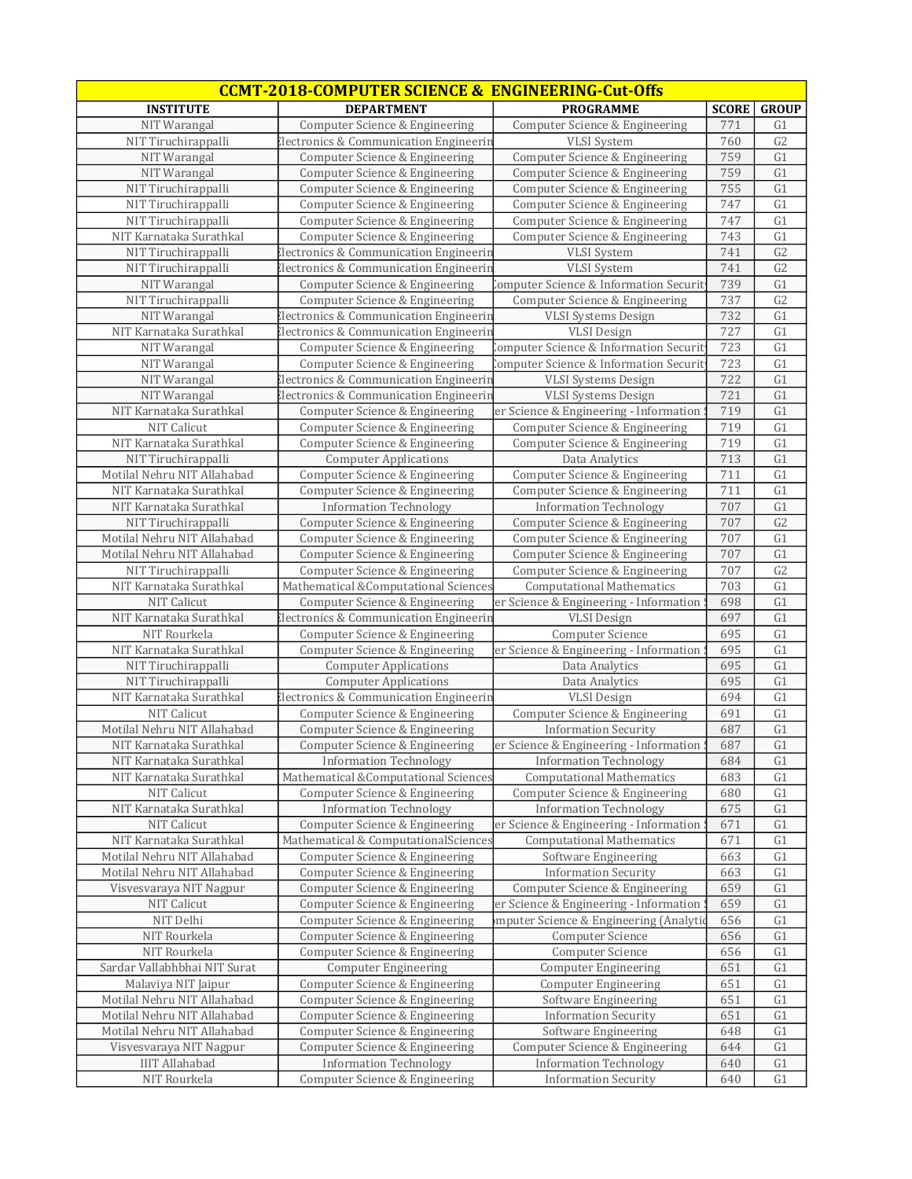| CCMT-2018-COMPUTER SCIENCE & ENGINEERING-Cut-Offs | | | | |
|---|---|---|---|---|
| **INSTITUTE** | **DEPARTMENT** | **PROGRAMME** | **SCORE** | **GROUP** |
| NIT Warangal | Computer Science & Engineering | Computer Science & Engineering | 771 | G1 |
| NIT Tiruchirappalli | Electronics & Communication Engineerin | VLSI System | 760 | G2 |
| NIT Warangal | Computer Science & Engineering | Computer Science & Engineering | 759 | G1 |
| NIT Warangal | Computer Science & Engineering | Computer Science & Engineering | 759 | G1 |
| NIT Tiruchirappalli | Computer Science & Engineering | Computer Science & Engineering | 755 | G1 |
| NIT Tiruchirappalli | Computer Science & Engineering | Computer Science & Engineering | 747 | G1 |
| NIT Tiruchirappalli | Computer Science & Engineering | Computer Science & Engineering | 747 | G1 |
| NIT Karnataka Surathkal | Computer Science & Engineering | Computer Science & Engineering | 743 | G1 |
| NIT Tiruchirappalli | Electronics & Communication Engineerin | VLSI System | 741 | G2 |
| NIT Tiruchirappalli | Electronics & Communication Engineerin | VLSI System | 741 | G2 |
| NIT Warangal | Computer Science & Engineering | Computer Science & Information Securit | 739 | G1 |
| NIT Tiruchirappalli | Computer Science & Engineering | Computer Science & Engineering | 737 | G2 |
| NIT Warangal | Electronics & Communication Engineerin | VLSI Systems Design | 732 | G1 |
| NIT Karnataka Surathkal | Electronics & Communication Engineerin | VLSI Design | 727 | G1 |
| NIT Warangal | Computer Science & Engineering | Computer Science & Information Securit | 723 | G1 |
| NIT Warangal | Computer Science & Engineering | Computer Science & Information Securit | 723 | G1 |
| NIT Warangal | Electronics & Communication Engineerin | VLSI Systems Design | 722 | G1 |
| NIT Warangal | Electronics & Communication Engineerin | VLSI Systems Design | 721 | G1 |
| NIT Karnataka Surathkal | Computer Science & Engineering | er Science & Engineering - Information | 719 | G1 |
| NIT Calicut | Computer Science & Engineering | Computer Science & Engineering | 719 | G1 |
| NIT Karnataka Surathkal | Computer Science & Engineering | Computer Science & Engineering | 719 | G1 |
| NIT Tiruchirappalli | Computer Applications | Data Analytics | 713 | G1 |
| Motilal Nehru NIT Allahabad | Computer Science & Engineering | Computer Science & Engineering | 711 | G1 |
| NIT Karnataka Surathkal | Computer Science & Engineering | Computer Science & Engineering | 711 | G1 |
| NIT Karnataka Surathkal | Information Technology | Information Technology | 707 | G1 |
| NIT Tiruchirappalli | Computer Science & Engineering | Computer Science & Engineering | 707 | G2 |
| Motilal Nehru NIT Allahabad | Computer Science & Engineering | Computer Science & Engineering | 707 | G1 |
| Motilal Nehru NIT Allahabad | Computer Science & Engineering | Computer Science & Engineering | 707 | G1 |
| NIT Tiruchirappalli | Computer Science & Engineering | Computer Science & Engineering | 707 | G2 |
| NIT Karnataka Surathkal | Mathematical &Computational Sciences | Computational Mathematics | 703 | G1 |
| NIT Calicut | Computer Science & Engineering | er Science & Engineering - Information | 698 | G1 |
| NIT Karnataka Surathkal | Electronics & Communication Engineerin | VLSI Design | 697 | G1 |
| NIT Rourkela | Computer Science & Engineering | Computer Science | 695 | G1 |
| NIT Karnataka Surathkal | Computer Science & Engineering | er Science & Engineering - Information | 695 | G1 |
| NIT Tiruchirappalli | Computer Applications | Data Analytics | 695 | G1 |
| NIT Tiruchirappalli | Computer Applications | Data Analytics | 695 | G1 |
| NIT Karnataka Surathkal | Electronics & Communication Engineerin | VLSI Design | 694 | G1 |
| NIT Calicut | Computer Science & Engineering | Computer Science & Engineering | 691 | G1 |
| Motilal Nehru NIT Allahabad | Computer Science & Engineering | Information Security | 687 | G1 |
| NIT Karnataka Surathkal | Computer Science & Engineering | er Science & Engineering - Information | 687 | G1 |
| NIT Karnataka Surathkal | Information Technology | Information Technology | 684 | G1 |
| NIT Karnataka Surathkal | Mathematical &Computational Sciences | Computational Mathematics | 683 | G1 |
| NIT Calicut | Computer Science & Engineering | Computer Science & Engineering | 680 | G1 |
| NIT Karnataka Surathkal | Information Technology | Information Technology | 675 | G1 |
| NIT Calicut | Computer Science & Engineering | er Science & Engineering - Information | 671 | G1 |
| NIT Karnataka Surathkal | Mathematical & ComputationalSciences | Computational Mathematics | 671 | G1 |
| Motilal Nehru NIT Allahabad | Computer Science & Engineering | Software Engineering | 663 | G1 |
| Motilal Nehru NIT Allahabad | Computer Science & Engineering | Information Security | 663 | G1 |
| Visvesvaraya NIT Nagpur | Computer Science & Engineering | Computer Science & Engineering | 659 | G1 |
| NIT Calicut | Computer Science & Engineering | er Science & Engineering - Information | 659 | G1 |
| NIT Delhi | Computer Science & Engineering | mputer Science & Engineering (Analytic | 656 | G1 |
| NIT Rourkela | Computer Science & Engineering | Computer Science | 656 | G1 |
| NIT Rourkela | Computer Science & Engineering | Computer Science | 656 | G1 |
| Sardar Vallabhbhai NIT Surat | Computer Engineering | Computer Engineering | 651 | G1 |
| Malaviya NIT Jaipur | Computer Science & Engineering | Computer Engineering | 651 | G1 |
| Motilal Nehru NIT Allahabad | Computer Science & Engineering | Software Engineering | 651 | G1 |
| Motilal Nehru NIT Allahabad | Computer Science & Engineering | Information Security | 651 | G1 |
| Motilal Nehru NIT Allahabad | Computer Science & Engineering | Software Engineering | 648 | G1 |
| Visvesvaraya NIT Nagpur | Computer Science & Engineering | Computer Science & Engineering | 644 | G1 |
| IIIT Allahabad | Information Technology | Information Technology | 640 | G1 |
| NIT Rourkela | Computer Science & Engineering | Information Security | 640 | G1 |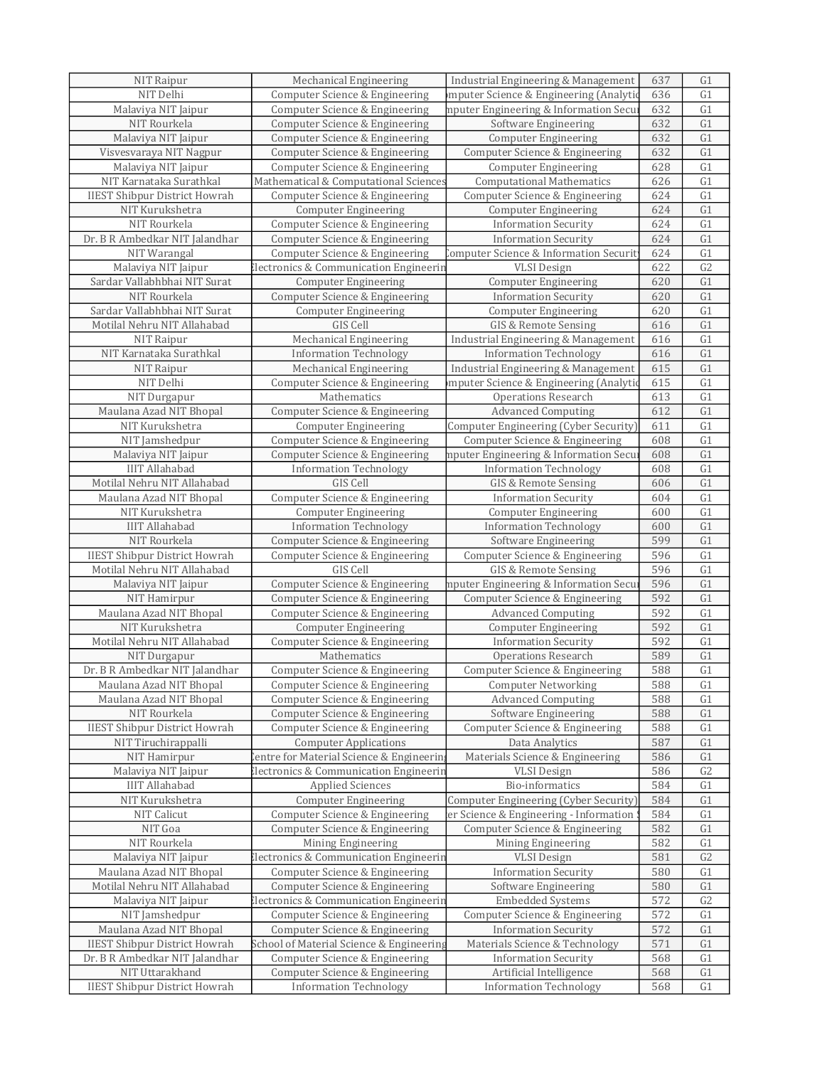| NIT Raipur | Mechanical Engineering | Industrial Engineering & Management | 637 | G1 |
|---|---|---|---|---|
| NIT Delhi | Computer Science & Engineering | mputer Science & Engineering (Analytic | 636 | G1 |
| Malaviya NIT Jaipur | Computer Science & Engineering | mputer Engineering & Information Secur | 632 | G1 |
| NIT Rourkela | Computer Science & Engineering | Software Engineering | 632 | G1 |
| Malaviya NIT Jaipur | Computer Science & Engineering | Computer Engineering | 632 | G1 |
| Visvesvaraya NIT Nagpur | Computer Science & Engineering | Computer Science & Engineering | 632 | G1 |
| Malaviya NIT Jaipur | Computer Science & Engineering | Computer Engineering | 628 | G1 |
| NIT Karnataka Surathkal | Mathematical & Computational Sciences | Computational Mathematics | 626 | G1 |
| IIEST Shibpur District Howrah | Computer Science & Engineering | Computer Science & Engineering | 624 | G1 |
| NIT Kurukshetra | Computer Engineering | Computer Engineering | 624 | G1 |
| NIT Rourkela | Computer Science & Engineering | Information Security | 624 | G1 |
| Dr. B R Ambedkar NIT Jalandhar | Computer Science & Engineering | Information Security | 624 | G1 |
| NIT Warangal | Computer Science & Engineering | Computer Science & Information Security | 624 | G1 |
| Malaviya NIT Jaipur | Electronics & Communication Engineerin | VLSI Design | 622 | G2 |
| Sardar Vallabhbhai NIT Surat | Computer Engineering | Computer Engineering | 620 | G1 |
| NIT Rourkela | Computer Science & Engineering | Information Security | 620 | G1 |
| Sardar Vallabhbhai NIT Surat | Computer Engineering | Computer Engineering | 620 | G1 |
| Motilal Nehru NIT Allahabad | GIS Cell | GIS & Remote Sensing | 616 | G1 |
| NIT Raipur | Mechanical Engineering | Industrial Engineering & Management | 616 | G1 |
| NIT Karnataka Surathkal | Information Technology | Information Technology | 616 | G1 |
| NIT Raipur | Mechanical Engineering | Industrial Engineering & Management | 615 | G1 |
| NIT Delhi | Computer Science & Engineering | mputer Science & Engineering (Analytic | 615 | G1 |
| NIT Durgapur | Mathematics | Operations Research | 613 | G1 |
| Maulana Azad NIT Bhopal | Computer Science & Engineering | Advanced Computing | 612 | G1 |
| NIT Kurukshetra | Computer Engineering | Computer Engineering (Cyber Security) | 611 | G1 |
| NIT Jamshedpur | Computer Science & Engineering | Computer Science & Engineering | 608 | G1 |
| Malaviya NIT Jaipur | Computer Science & Engineering | mputer Engineering & Information Secur | 608 | G1 |
| IIIT Allahabad | Information Technology | Information Technology | 608 | G1 |
| Motilal Nehru NIT Allahabad | GIS Cell | GIS & Remote Sensing | 606 | G1 |
| Maulana Azad NIT Bhopal | Computer Science & Engineering | Information Security | 604 | G1 |
| NIT Kurukshetra | Computer Engineering | Computer Engineering | 600 | G1 |
| IIIT Allahabad | Information Technology | Information Technology | 600 | G1 |
| NIT Rourkela | Computer Science & Engineering | Software Engineering | 599 | G1 |
| IIEST Shibpur District Howrah | Computer Science & Engineering | Computer Science & Engineering | 596 | G1 |
| Motilal Nehru NIT Allahabad | GIS Cell | GIS & Remote Sensing | 596 | G1 |
| Malaviya NIT Jaipur | Computer Science & Engineering | mputer Engineering & Information Secur | 596 | G1 |
| NIT Hamirpur | Computer Science & Engineering | Computer Science & Engineering | 592 | G1 |
| Maulana Azad NIT Bhopal | Computer Science & Engineering | Advanced Computing | 592 | G1 |
| NIT Kurukshetra | Computer Engineering | Computer Engineering | 592 | G1 |
| Motilal Nehru NIT Allahabad | Computer Science & Engineering | Information Security | 592 | G1 |
| NIT Durgapur | Mathematics | Operations Research | 589 | G1 |
| Dr. B R Ambedkar NIT Jalandhar | Computer Science & Engineering | Computer Science & Engineering | 588 | G1 |
| Maulana Azad NIT Bhopal | Computer Science & Engineering | Computer Networking | 588 | G1 |
| Maulana Azad NIT Bhopal | Computer Science & Engineering | Advanced Computing | 588 | G1 |
| NIT Rourkela | Computer Science & Engineering | Software Engineering | 588 | G1 |
| IIEST Shibpur District Howrah | Computer Science & Engineering | Computer Science & Engineering | 588 | G1 |
| NIT Tiruchirappalli | Computer Applications | Data Analytics | 587 | G1 |
| NIT Hamirpur | Centre for Material Science & Engineering | Materials Science & Engineering | 586 | G1 |
| Malaviya NIT Jaipur | Electronics & Communication Engineerin | VLSI Design | 586 | G2 |
| IIIT Allahabad | Applied Sciences | Bio-informatics | 584 | G1 |
| NIT Kurukshetra | Computer Engineering | Computer Engineering (Cyber Security) | 584 | G1 |
| NIT Calicut | Computer Science & Engineering | er Science & Engineering - Information S | 584 | G1 |
| NIT Goa | Computer Science & Engineering | Computer Science & Engineering | 582 | G1 |
| NIT Rourkela | Mining Engineering | Mining Engineering | 582 | G1 |
| Malaviya NIT Jaipur | Electronics & Communication Engineerin | VLSI Design | 581 | G2 |
| Maulana Azad NIT Bhopal | Computer Science & Engineering | Information Security | 580 | G1 |
| Motilal Nehru NIT Allahabad | Computer Science & Engineering | Software Engineering | 580 | G1 |
| Malaviya NIT Jaipur | Electronics & Communication Engineerin | Embedded Systems | 572 | G2 |
| NIT Jamshedpur | Computer Science & Engineering | Computer Science & Engineering | 572 | G1 |
| Maulana Azad NIT Bhopal | Computer Science & Engineering | Information Security | 572 | G1 |
| IIEST Shibpur District Howrah | School of Material Science & Engineering | Materials Science & Technology | 571 | G1 |
| Dr. B R Ambedkar NIT Jalandhar | Computer Science & Engineering | Information Security | 568 | G1 |
| NIT Uttarakhand | Computer Science & Engineering | Artificial Intelligence | 568 | G1 |
| IIEST Shibpur District Howrah | Information Technology | Information Technology | 568 | G1 |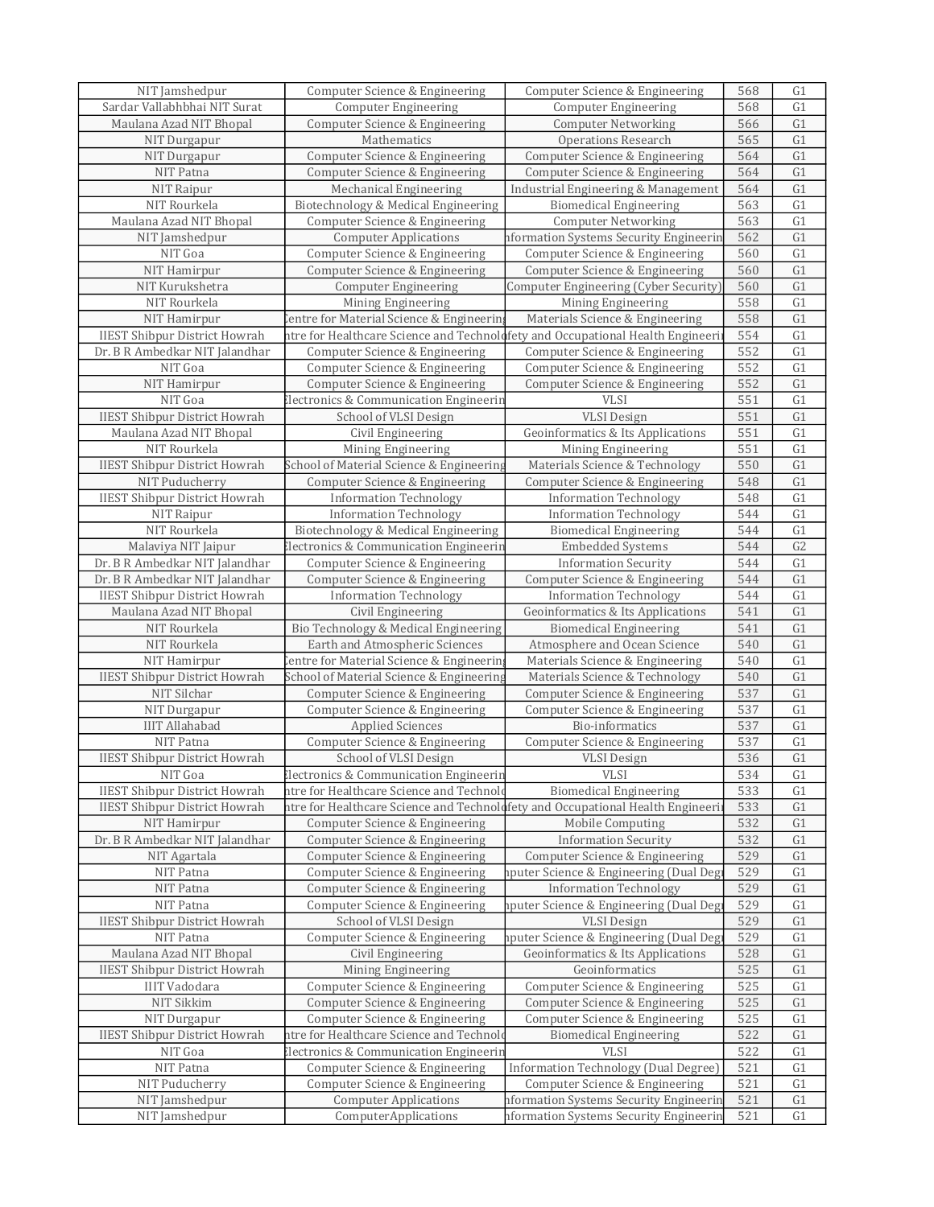| | | | | |
|---|---|---|---|---|
| NIT Jamshedpur | Computer Science & Engineering | Computer Science & Engineering | 568 | G1 |
| Sardar Vallabhbhai NIT Surat | Computer Engineering | Computer Engineering | 568 | G1 |
| Maulana Azad NIT Bhopal | Computer Science & Engineering | Computer Networking | 566 | G1 |
| NIT Durgapur | Mathematics | Operations Research | 565 | G1 |
| NIT Durgapur | Computer Science & Engineering | Computer Science & Engineering | 564 | G1 |
| NIT Patna | Computer Science & Engineering | Computer Science & Engineering | 564 | G1 |
| NIT Raipur | Mechanical Engineering | Industrial Engineering & Management | 564 | G1 |
| NIT Rourkela | Biotechnology & Medical Engineering | Biomedical Engineering | 563 | G1 |
| Maulana Azad NIT Bhopal | Computer Science & Engineering | Computer Networking | 563 | G1 |
| NIT Jamshedpur | Computer Applications | nformation Systems Security Engineerin | 562 | G1 |
| NIT Goa | Computer Science & Engineering | Computer Science & Engineering | 560 | G1 |
| NIT Hamirpur | Computer Science & Engineering | Computer Science & Engineering | 560 | G1 |
| NIT Kurukshetra | Computer Engineering | Computer Engineering (Cyber Security) | 560 | G1 |
| NIT Rourkela | Mining Engineering | Mining Engineering | 558 | G1 |
| NIT Hamirpur | Centre for Material Science & Engineering | Materials Science & Engineering | 558 | G1 |
| IIEST Shibpur District Howrah | ntre for Healthcare Science and Technolo | fety and Occupational Health Engineeri | 554 | G1 |
| Dr. B R Ambedkar NIT Jalandhar | Computer Science & Engineering | Computer Science & Engineering | 552 | G1 |
| NIT Goa | Computer Science & Engineering | Computer Science & Engineering | 552 | G1 |
| NIT Hamirpur | Computer Science & Engineering | Computer Science & Engineering | 552 | G1 |
| NIT Goa | Electronics & Communication Engineerin | VLSI | 551 | G1 |
| IIEST Shibpur District Howrah | School of VLSI Design | VLSI Design | 551 | G1 |
| Maulana Azad NIT Bhopal | Civil Engineering | Geoinformatics & Its Applications | 551 | G1 |
| NIT Rourkela | Mining Engineering | Mining Engineering | 551 | G1 |
| IIEST Shibpur District Howrah | School of Material Science & Engineering | Materials Science & Technology | 550 | G1 |
| NIT Puducherry | Computer Science & Engineering | Computer Science & Engineering | 548 | G1 |
| IIEST Shibpur District Howrah | Information Technology | Information Technology | 548 | G1 |
| NIT Raipur | Information Technology | Information Technology | 544 | G1 |
| NIT Rourkela | Biotechnology & Medical Engineering | Biomedical Engineering | 544 | G1 |
| Malaviya NIT Jaipur | Electronics & Communication Engineerin | Embedded Systems | 544 | G2 |
| Dr. B R Ambedkar NIT Jalandhar | Computer Science & Engineering | Information Security | 544 | G1 |
| Dr. B R Ambedkar NIT Jalandhar | Computer Science & Engineering | Computer Science & Engineering | 544 | G1 |
| IIEST Shibpur District Howrah | Information Technology | Information Technology | 544 | G1 |
| Maulana Azad NIT Bhopal | Civil Engineering | Geoinformatics & Its Applications | 541 | G1 |
| NIT Rourkela | Bio Technology & Medical Engineering | Biomedical Engineering | 541 | G1 |
| NIT Rourkela | Earth and Atmospheric Sciences | Atmosphere and Ocean Science | 540 | G1 |
| NIT Hamirpur | Centre for Material Science & Engineering | Materials Science & Engineering | 540 | G1 |
| IIEST Shibpur District Howrah | School of Material Science & Engineering | Materials Science & Technology | 540 | G1 |
| NIT Silchar | Computer Science & Engineering | Computer Science & Engineering | 537 | G1 |
| NIT Durgapur | Computer Science & Engineering | Computer Science & Engineering | 537 | G1 |
| IIIT Allahabad | Applied Sciences | Bio-informatics | 537 | G1 |
| NIT Patna | Computer Science & Engineering | Computer Science & Engineering | 537 | G1 |
| IIEST Shibpur District Howrah | School of VLSI Design | VLSI Design | 536 | G1 |
| NIT Goa | Electronics & Communication Engineerin | VLSI | 534 | G1 |
| IIEST Shibpur District Howrah | ntre for Healthcare Science and Technolo | Biomedical Engineering | 533 | G1 |
| IIEST Shibpur District Howrah | ntre for Healthcare Science and Technolo | fety and Occupational Health Engineeri | 533 | G1 |
| NIT Hamirpur | Computer Science & Engineering | Mobile Computing | 532 | G1 |
| Dr. B R Ambedkar NIT Jalandhar | Computer Science & Engineering | Information Security | 532 | G1 |
| NIT Agartala | Computer Science & Engineering | Computer Science & Engineering | 529 | G1 |
| NIT Patna | Computer Science & Engineering | nputer Science & Engineering (Dual Deg | 529 | G1 |
| NIT Patna | Computer Science & Engineering | Information Technology | 529 | G1 |
| NIT Patna | Computer Science & Engineering | nputer Science & Engineering (Dual Deg | 529 | G1 |
| IIEST Shibpur District Howrah | School of VLSI Design | VLSI Design | 529 | G1 |
| NIT Patna | Computer Science & Engineering | nputer Science & Engineering (Dual Deg | 529 | G1 |
| Maulana Azad NIT Bhopal | Civil Engineering | Geoinformatics & Its Applications | 528 | G1 |
| IIEST Shibpur District Howrah | Mining Engineering | Geoinformatics | 525 | G1 |
| IIIT Vadodara | Computer Science & Engineering | Computer Science & Engineering | 525 | G1 |
| NIT Sikkim | Computer Science & Engineering | Computer Science & Engineering | 525 | G1 |
| NIT Durgapur | Computer Science & Engineering | Computer Science & Engineering | 525 | G1 |
| IIEST Shibpur District Howrah | ntre for Healthcare Science and Technolo | Biomedical Engineering | 522 | G1 |
| NIT Goa | Electronics & Communication Engineerin | VLSI | 522 | G1 |
| NIT Patna | Computer Science & Engineering | Information Technology (Dual Degree) | 521 | G1 |
| NIT Puducherry | Computer Science & Engineering | Computer Science & Engineering | 521 | G1 |
| NIT Jamshedpur | Computer Applications | nformation Systems Security Engineerin | 521 | G1 |
| NIT Jamshedpur | ComputerApplications | nformation Systems Security Engineerin | 521 | G1 |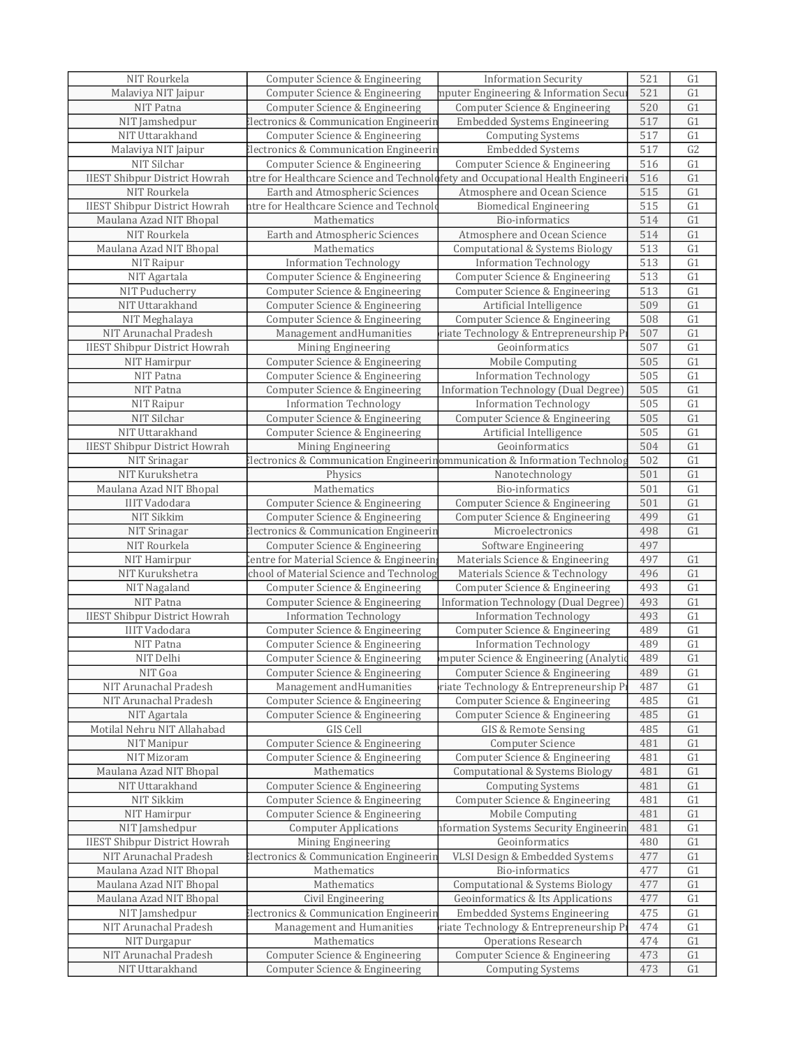| NIT Rourkela | Computer Science & Engineering | Information Security | 521 | G1 |
|---|---|---|---|---|
| Malaviya NIT Jaipur | Computer Science & Engineering | nputer Engineering & Information Secu | 521 | G1 |
| NIT Patna | Computer Science & Engineering | Computer Science & Engineering | 520 | G1 |
| NIT Jamshedpur | Electronics & Communication Engineerin | Embedded Systems Engineering | 517 | G1 |
| NIT Uttarakhand | Computer Science & Engineering | Computing Systems | 517 | G1 |
| Malaviya NIT Jaipur | Electronics & Communication Engineerin | Embedded Systems | 517 | G2 |
| NIT Silchar | Computer Science & Engineering | Computer Science & Engineering | 516 | G1 |
| IIEST Shipbur District Howrah | ntre for Healthcare Science and Technol | fety and Occupational Health Engineeri | 516 | G1 |
| NIT Rourkela | Earth and Atmospheric Sciences | Atmosphere and Ocean Science | 515 | G1 |
| IIEST Shipbur District Howrah | ntre for Healthcare Science and Technol | Biomedical Engineering | 515 | G1 |
| Maulana Azad NIT Bhopal | Mathematics | Bio-informatics | 514 | G1 |
| NIT Rourkela | Earth and Atmospheric Sciences | Atmosphere and Ocean Science | 514 | G1 |
| Maulana Azad NIT Bhopal | Mathematics | Computational & Systems Biology | 513 | G1 |
| NIT Raipur | Information Technology | Information Technology | 513 | G1 |
| NIT Agartala | Computer Science & Engineering | Computer Science & Engineering | 513 | G1 |
| NIT Puducherry | Computer Science & Engineering | Computer Science & Engineering | 513 | G1 |
| NIT Uttarakhand | Computer Science & Engineering | Artificial Intelligence | 509 | G1 |
| NIT Meghalaya | Computer Science & Engineering | Computer Science & Engineering | 508 | G1 |
| NIT Arunachal Pradesh | Management andHumanities | riate Technology & Entrepreneurship P | 507 | G1 |
| IIEST Shipbur District Howrah | Mining Engineering | Geoinformatics | 507 | G1 |
| NIT Hamirpur | Computer Science & Engineering | Mobile Computing | 505 | G1 |
| NIT Patna | Computer Science & Engineering | Information Technology | 505 | G1 |
| NIT Patna | Computer Science & Engineering | Information Technology (Dual Degree) | 505 | G1 |
| NIT Raipur | Information Technology | Information Technology | 505 | G1 |
| NIT Silchar | Computer Science & Engineering | Computer Science & Engineering | 505 | G1 |
| NIT Uttarakhand | Computer Science & Engineering | Artificial Intelligence | 505 | G1 |
| IIEST Shipbur District Howrah | Mining Engineering | Geoinformatics | 504 | G1 |
| NIT Srinagar | Electronics & Communication Engineerin | ommunication & Information Technolog | 502 | G1 |
| NIT Kurukshetra | Physics | Nanotechnology | 501 | G1 |
| Maulana Azad NIT Bhopal | Mathematics | Bio-informatics | 501 | G1 |
| IIIT Vadodara | Computer Science & Engineering | Computer Science & Engineering | 501 | G1 |
| NIT Sikkim | Computer Science & Engineering | Computer Science & Engineering | 499 | G1 |
| NIT Srinagar | Electronics & Communication Engineerin | Microelectronics | 498 | G1 |
| NIT Rourkela | Computer Science & Engineering | Software Engineering | 497 | |
| NIT Hamirpur | Centre for Material Science & Engineerin | Materials Science & Engineering | 497 | G1 |
| NIT Kurukshetra | chool of Material Science and Technolog | Materials Science & Technology | 496 | G1 |
| NIT Nagaland | Computer Science & Engineering | Computer Science & Engineering | 493 | G1 |
| NIT Patna | Computer Science & Engineering | Information Technology (Dual Degree) | 493 | G1 |
| IIEST Shipbur District Howrah | Information Technology | Information Technology | 493 | G1 |
| IIIT Vadodara | Computer Science & Engineering | Computer Science & Engineering | 489 | G1 |
| NIT Patna | Computer Science & Engineering | Information Technology | 489 | G1 |
| NIT Delhi | Computer Science & Engineering | mputer Science & Engineering (Analytic | 489 | G1 |
| NIT Goa | Computer Science & Engineering | Computer Science & Engineering | 489 | G1 |
| NIT Arunachal Pradesh | Management andHumanities | riate Technology & Entrepreneurship P | 487 | G1 |
| NIT Arunachal Pradesh | Computer Science & Engineering | Computer Science & Engineering | 485 | G1 |
| NIT Agartala | Computer Science & Engineering | Computer Science & Engineering | 485 | G1 |
| Motilal Nehru NIT Allahabad | GIS Cell | GIS & Remote Sensing | 485 | G1 |
| NIT Manipur | Computer Science & Engineering | Computer Science | 481 | G1 |
| NIT Mizoram | Computer Science & Engineering | Computer Science & Engineering | 481 | G1 |
| Maulana Azad NIT Bhopal | Mathematics | Computational & Systems Biology | 481 | G1 |
| NIT Uttarakhand | Computer Science & Engineering | Computing Systems | 481 | G1 |
| NIT Sikkim | Computer Science & Engineering | Computer Science & Engineering | 481 | G1 |
| NIT Hamirpur | Computer Science & Engineering | Mobile Computing | 481 | G1 |
| NIT Jamshedpur | Computer Applications | nformation Systems Security Engineerin | 481 | G1 |
| IIEST Shipbur District Howrah | Mining Engineering | Geoinformatics | 480 | G1 |
| NIT Arunachal Pradesh | Electronics & Communication Engineerin | VLSI Design & Embedded Systems | 477 | G1 |
| Maulana Azad NIT Bhopal | Mathematics | Bio-informatics | 477 | G1 |
| Maulana Azad NIT Bhopal | Mathematics | Computational & Systems Biology | 477 | G1 |
| Maulana Azad NIT Bhopal | Civil Engineering | Geoinformatics & Its Applications | 477 | G1 |
| NIT Jamshedpur | Electronics & Communication Engineerin | Embedded Systems Engineering | 475 | G1 |
| NIT Arunachal Pradesh | Management and Humanities | riate Technology & Entrepreneurship P | 474 | G1 |
| NIT Durgapur | Mathematics | Operations Research | 474 | G1 |
| NIT Arunachal Pradesh | Computer Science & Engineering | Computer Science & Engineering | 473 | G1 |
| NIT Uttarakhand | Computer Science & Engineering | Computing Systems | 473 | G1 |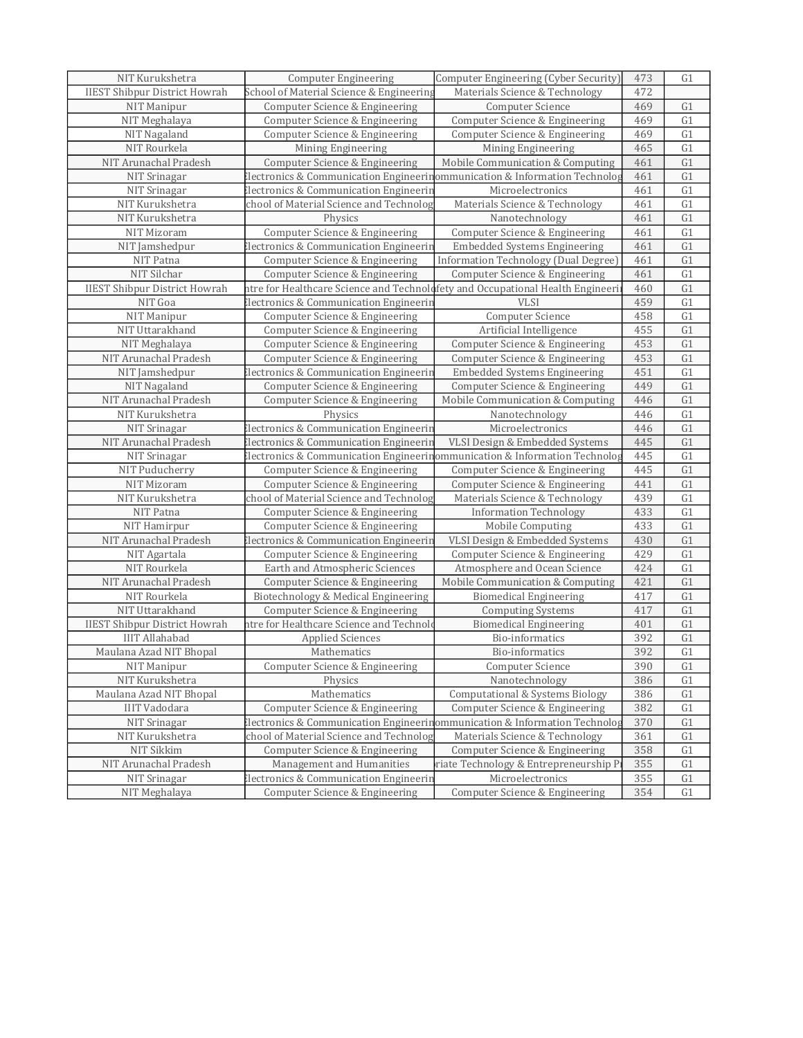| | | | | |
|---|---|---|---|---|
| NIT Kurukshetra | Computer Engineering | Computer Engineering (Cyber Security) | 473 | G1 |
| IIEST Shibpur District Howrah | School of Material Science & Engineering | Materials Science & Technology | 472 | |
| NIT Manipur | Computer Science & Engineering | Computer Science | 469 | G1 |
| NIT Meghalaya | Computer Science & Engineering | Computer Science & Engineering | 469 | G1 |
| NIT Nagaland | Computer Science & Engineering | Computer Science & Engineering | 469 | G1 |
| NIT Rourkela | Mining Engineering | Mining Engineering | 465 | G1 |
| NIT Arunachal Pradesh | Computer Science & Engineering | Mobile Communication & Computing | 461 | G1 |
| NIT Srinagar | Electronics & Communication Engineerin | ommunication & Information Technolog | 461 | G1 |
| NIT Srinagar | Electronics & Communication Engineerin | Microelectronics | 461 | G1 |
| NIT Kurukshetra | chool of Material Science and Technolog | Materials Science & Technology | 461 | G1 |
| NIT Kurukshetra | Physics | Nanotechnology | 461 | G1 |
| NIT Mizoram | Computer Science & Engineering | Computer Science & Engineering | 461 | G1 |
| NIT Jamshedpur | Electronics & Communication Engineerin | Embedded Systems Engineering | 461 | G1 |
| NIT Patna | Computer Science & Engineering | Information Technology (Dual Degree) | 461 | G1 |
| NIT Silchar | Computer Science & Engineering | Computer Science & Engineering | 461 | G1 |
| IIEST Shibpur District Howrah | ntre for Healthcare Science and Technolo | fety and Occupational Health Engineeri | 460 | G1 |
| NIT Goa | Electronics & Communication Engineerin | VLSI | 459 | G1 |
| NIT Manipur | Computer Science & Engineering | Computer Science | 458 | G1 |
| NIT Uttarakhand | Computer Science & Engineering | Artificial Intelligence | 455 | G1 |
| NIT Meghalaya | Computer Science & Engineering | Computer Science & Engineering | 453 | G1 |
| NIT Arunachal Pradesh | Computer Science & Engineering | Computer Science & Engineering | 453 | G1 |
| NIT Jamshedpur | Electronics & Communication Engineerin | Embedded Systems Engineering | 451 | G1 |
| NIT Nagaland | Computer Science & Engineering | Computer Science & Engineering | 449 | G1 |
| NIT Arunachal Pradesh | Computer Science & Engineering | Mobile Communication & Computing | 446 | G1 |
| NIT Kurukshetra | Physics | Nanotechnology | 446 | G1 |
| NIT Srinagar | Electronics & Communication Engineerin | Microelectronics | 446 | G1 |
| NIT Arunachal Pradesh | Electronics & Communication Engineerin | VLSI Design & Embedded Systems | 445 | G1 |
| NIT Srinagar | Electronics & Communication Engineerin | ommunication & Information Technolog | 445 | G1 |
| NIT Puducherry | Computer Science & Engineering | Computer Science & Engineering | 445 | G1 |
| NIT Mizoram | Computer Science & Engineering | Computer Science & Engineering | 441 | G1 |
| NIT Kurukshetra | chool of Material Science and Technolog | Materials Science & Technology | 439 | G1 |
| NIT Patna | Computer Science & Engineering | Information Technology | 433 | G1 |
| NIT Hamirpur | Computer Science & Engineering | Mobile Computing | 433 | G1 |
| NIT Arunachal Pradesh | Electronics & Communication Engineerin | VLSI Design & Embedded Systems | 430 | G1 |
| NIT Agartala | Computer Science & Engineering | Computer Science & Engineering | 429 | G1 |
| NIT Rourkela | Earth and Atmospheric Sciences | Atmosphere and Ocean Science | 424 | G1 |
| NIT Arunachal Pradesh | Computer Science & Engineering | Mobile Communication & Computing | 421 | G1 |
| NIT Rourkela | Biotechnology & Medical Engineering | Biomedical Engineering | 417 | G1 |
| NIT Uttarakhand | Computer Science & Engineering | Computing Systems | 417 | G1 |
| IIEST Shibpur District Howrah | ntre for Healthcare Science and Technolo | Biomedical Engineering | 401 | G1 |
| IIIT Allahabad | Applied Sciences | Bio-informatics | 392 | G1 |
| Maulana Azad NIT Bhopal | Mathematics | Bio-informatics | 392 | G1 |
| NIT Manipur | Computer Science & Engineering | Computer Science | 390 | G1 |
| NIT Kurukshetra | Physics | Nanotechnology | 386 | G1 |
| Maulana Azad NIT Bhopal | Mathematics | Computational & Systems Biology | 386 | G1 |
| IIIT Vadodara | Computer Science & Engineering | Computer Science & Engineering | 382 | G1 |
| NIT Srinagar | Electronics & Communication Engineerin | ommunication & Information Technolog | 370 | G1 |
| NIT Kurukshetra | chool of Material Science and Technolog | Materials Science & Technology | 361 | G1 |
| NIT Sikkim | Computer Science & Engineering | Computer Science & Engineering | 358 | G1 |
| NIT Arunachal Pradesh | Management and Humanities | riate Technology & Entrepreneurship P | 355 | G1 |
| NIT Srinagar | Electronics & Communication Engineerin | Microelectronics | 355 | G1 |
| NIT Meghalaya | Computer Science & Engineering | Computer Science & Engineering | 354 | G1 |